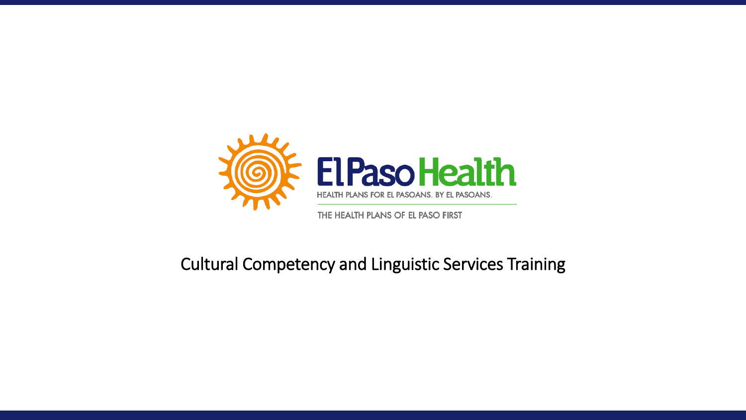El Paso Health

HEALTH PLANS FOR EL PASOANS. BY EL PASOANS.

THE HEALTH PLANS OF EL PASO FIRST

# Cultural Competency and Linguistic Services Training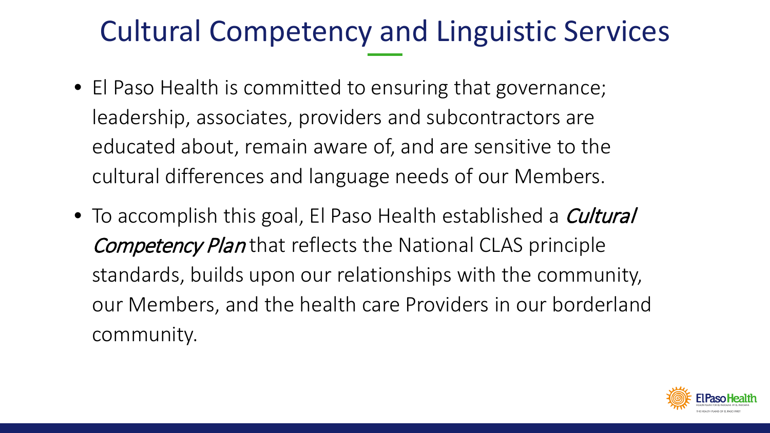# Cultural Competency and Linguistic Services

- El Paso Health is committed to ensuring that governance; leadership, associates, providers and subcontractors are educated about, remain aware of, and are sensitive to the cultural differences and language needs of our Members.
- To accomplish this goal, El Paso Health established a *Cultural Competency Plan* that reflects the National CLAS principle standards, builds upon our relationships with the community, our Members, and the health care Providers in our borderland community.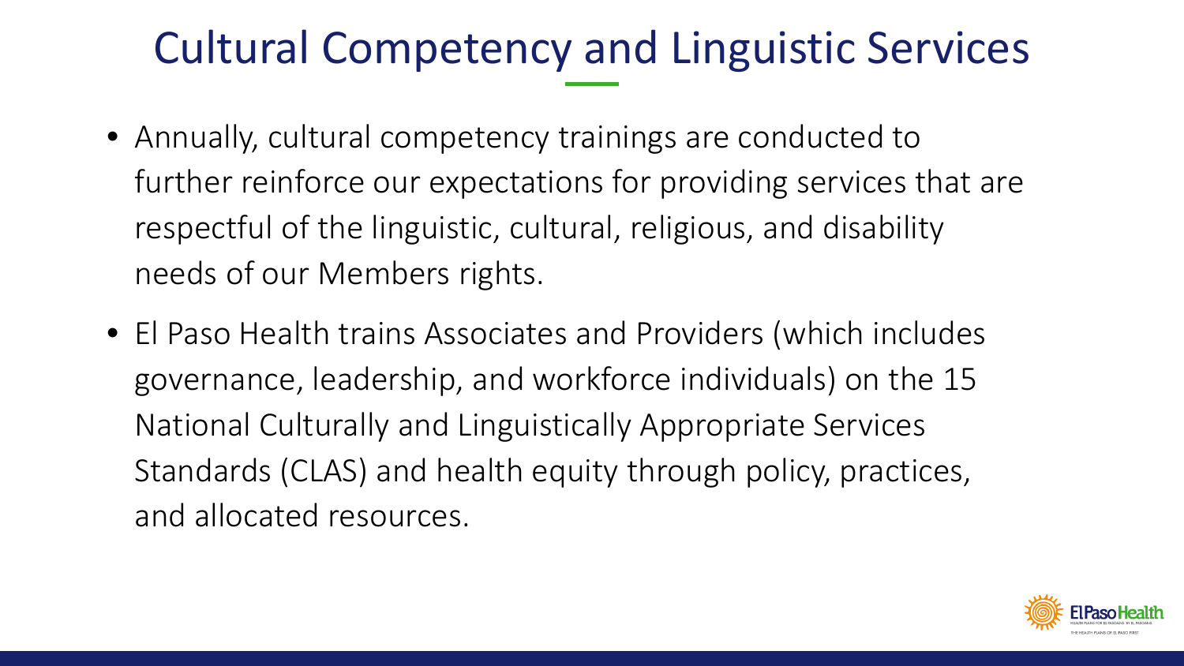# Cultural Competency and Linguistic Services

- Annually, cultural competency trainings are conducted to further reinforce our expectations for providing services that are respectful of the linguistic, cultural, religious, and disability needs of our Members rights.
- El Paso Health trains Associates and Providers (which includes governance, leadership, and workforce individuals) on the 15 National Culturally and Linguistically Appropriate Services Standards (CLAS) and health equity through policy, practices, and allocated resources.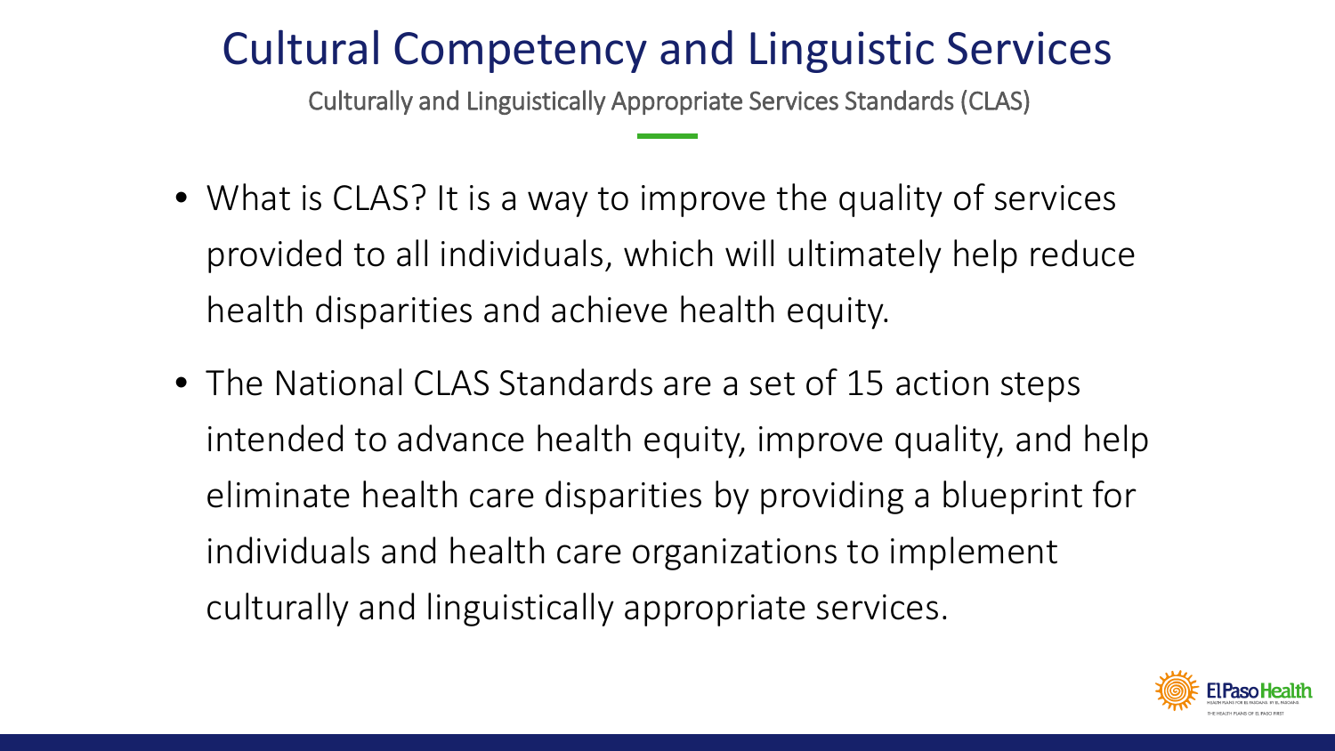# Cultural Competency and Linguistic Services

## Culturally and Linguistically Appropriate Services Standards (CLAS)

- What is CLAS? It is a way to improve the quality of services provided to all individuals, which will ultimately help reduce health disparities and achieve health equity.
- The National CLAS Standards are a set of 15 action steps intended to advance health equity, improve quality, and help eliminate health care disparities by providing a blueprint for individuals and health care organizations to implement culturally and linguistically appropriate services.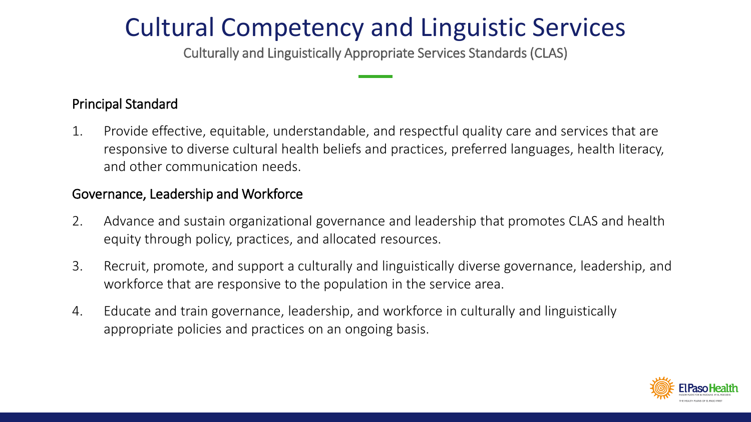# Cultural Competency and Linguistic Services

Culturally and Linguistically Appropriate Services Standards (CLAS)

## Principal Standard

1. Provide effective, equitable, understandable, and respectful quality care and services that are responsive to diverse cultural health beliefs and practices, preferred languages, health literacy, and other communication needs.

## Governance, Leadership and Workforce

2. Advance and sustain organizational governance and leadership that promotes CLAS and health equity through policy, practices, and allocated resources.
3. Recruit, promote, and support a culturally and linguistically diverse governance, leadership, and workforce that are responsive to the population in the service area.
4. Educate and train governance, leadership, and workforce in culturally and linguistically appropriate policies and practices on an ongoing basis.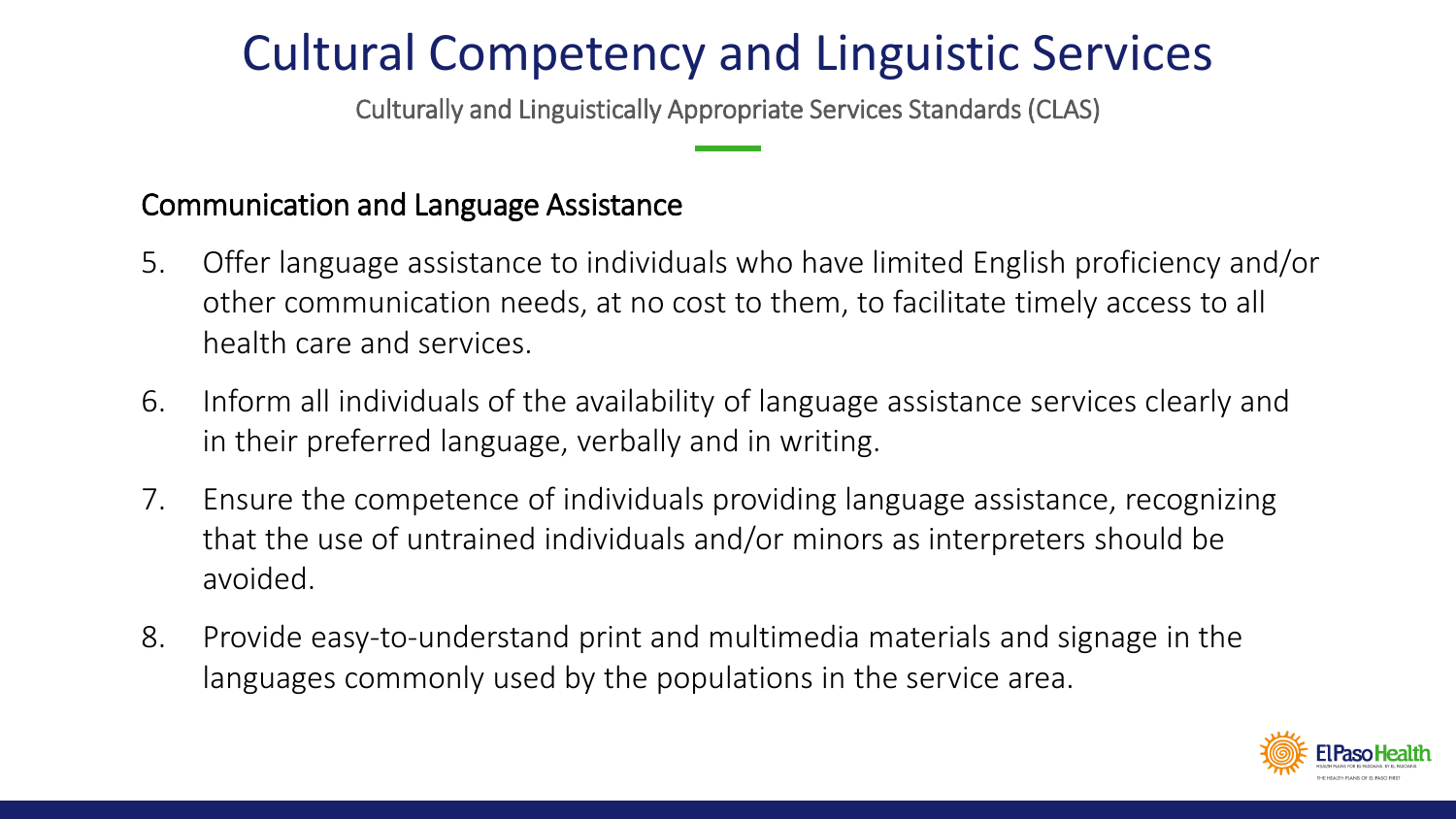# Cultural Competency and Linguistic Services

Culturally and Linguistically Appropriate Services Standards (CLAS)

## Communication and Language Assistance

5. Offer language assistance to individuals who have limited English proficiency and/or other communication needs, at no cost to them, to facilitate timely access to all health care and services.
6. Inform all individuals of the availability of language assistance services clearly and in their preferred language, verbally and in writing.
7. Ensure the competence of individuals providing language assistance, recognizing that the use of untrained individuals and/or minors as interpreters should be avoided.
8. Provide easy-to-understand print and multimedia materials and signage in the languages commonly used by the populations in the service area.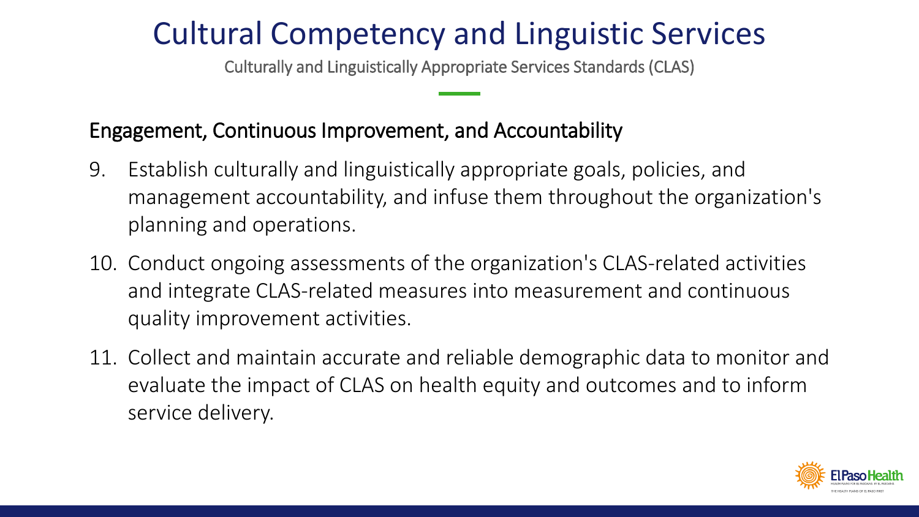# Cultural Competency and Linguistic Services

Culturally and Linguistically Appropriate Services Standards (CLAS)

## Engagement, Continuous Improvement, and Accountability

9. Establish culturally and linguistically appropriate goals, policies, and management accountability, and infuse them throughout the organization's planning and operations.
10. Conduct ongoing assessments of the organization's CLAS-related activities and integrate CLAS-related measures into measurement and continuous quality improvement activities.
11. Collect and maintain accurate and reliable demographic data to monitor and evaluate the impact of CLAS on health equity and outcomes and to inform service delivery.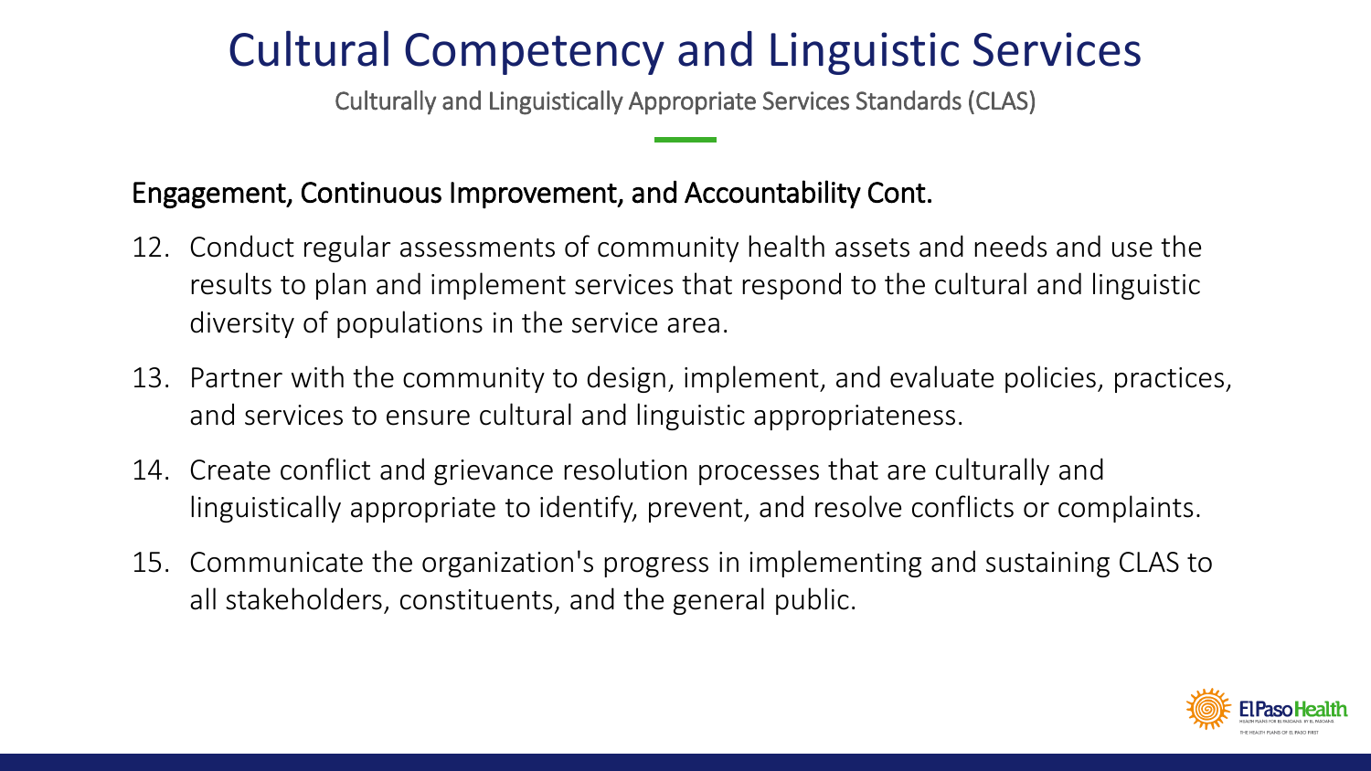# Cultural Competency and Linguistic Services

Culturally and Linguistically Appropriate Services Standards (CLAS)

## Engagement, Continuous Improvement, and Accountability Cont.

12. Conduct regular assessments of community health assets and needs and use the results to plan and implement services that respond to the cultural and linguistic diversity of populations in the service area.
13. Partner with the community to design, implement, and evaluate policies, practices, and services to ensure cultural and linguistic appropriateness.
14. Create conflict and grievance resolution processes that are culturally and linguistically appropriate to identify, prevent, and resolve conflicts or complaints.
15. Communicate the organization's progress in implementing and sustaining CLAS to all stakeholders, constituents, and the general public.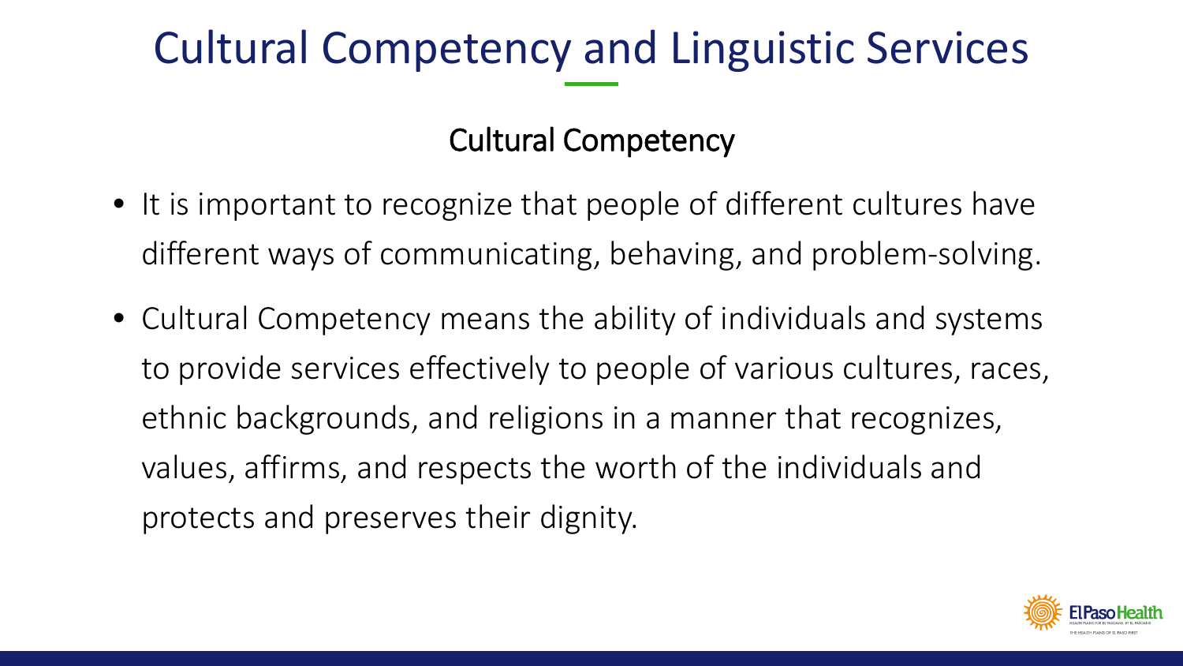# Cultural Competency and Linguistic Services

## Cultural Competency

- It is important to recognize that people of different cultures have different ways of communicating, behaving, and problem-solving.
- Cultural Competency means the ability of individuals and systems to provide services effectively to people of various cultures, races, ethnic backgrounds, and religions in a manner that recognizes, values, affirms, and respects the worth of the individuals and protects and preserves their dignity.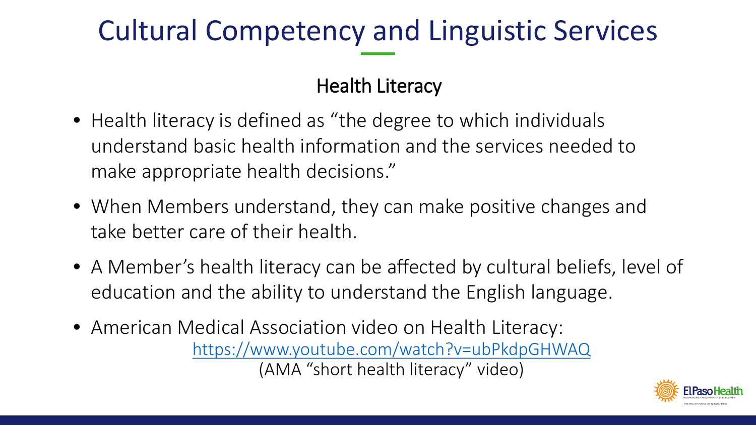# Cultural Competency and Linguistic Services

## Health Literacy

- Health literacy is defined as "the degree to which individuals understand basic health information and the services needed to make appropriate health decisions."
- When Members understand, they can make positive changes and take better care of their health.
- A Member's health literacy can be affected by cultural beliefs, level of education and the ability to understand the English language.
- American Medical Association video on Health Literacy:
  https://www.youtube.com/watch?v=ubPkdpGHWAQ
  (AMA "short health literacy" video)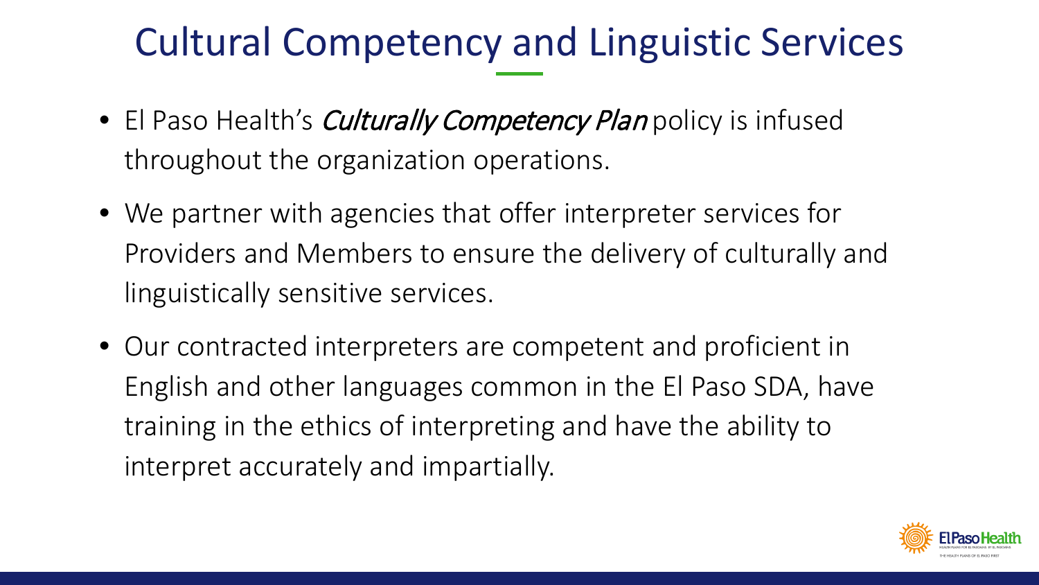# Cultural Competency and Linguistic Services

- El Paso Health's *Culturally Competency Plan* policy is infused throughout the organization operations.
- We partner with agencies that offer interpreter services for Providers and Members to ensure the delivery of culturally and linguistically sensitive services.
- Our contracted interpreters are competent and proficient in English and other languages common in the El Paso SDA, have training in the ethics of interpreting and have the ability to interpret accurately and impartially.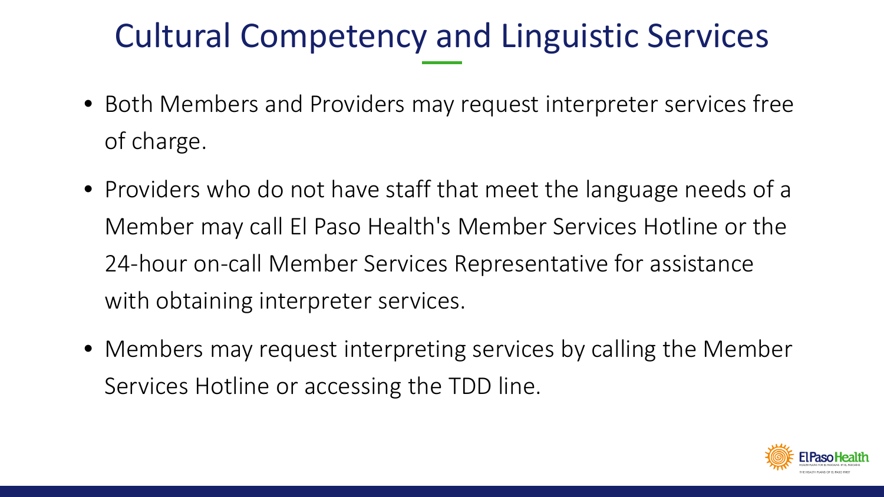# Cultural Competency and Linguistic Services

- Both Members and Providers may request interpreter services free of charge.
- Providers who do not have staff that meet the language needs of a Member may call El Paso Health's Member Services Hotline or the 24-hour on-call Member Services Representative for assistance with obtaining interpreter services.
- Members may request interpreting services by calling the Member Services Hotline or accessing the TDD line.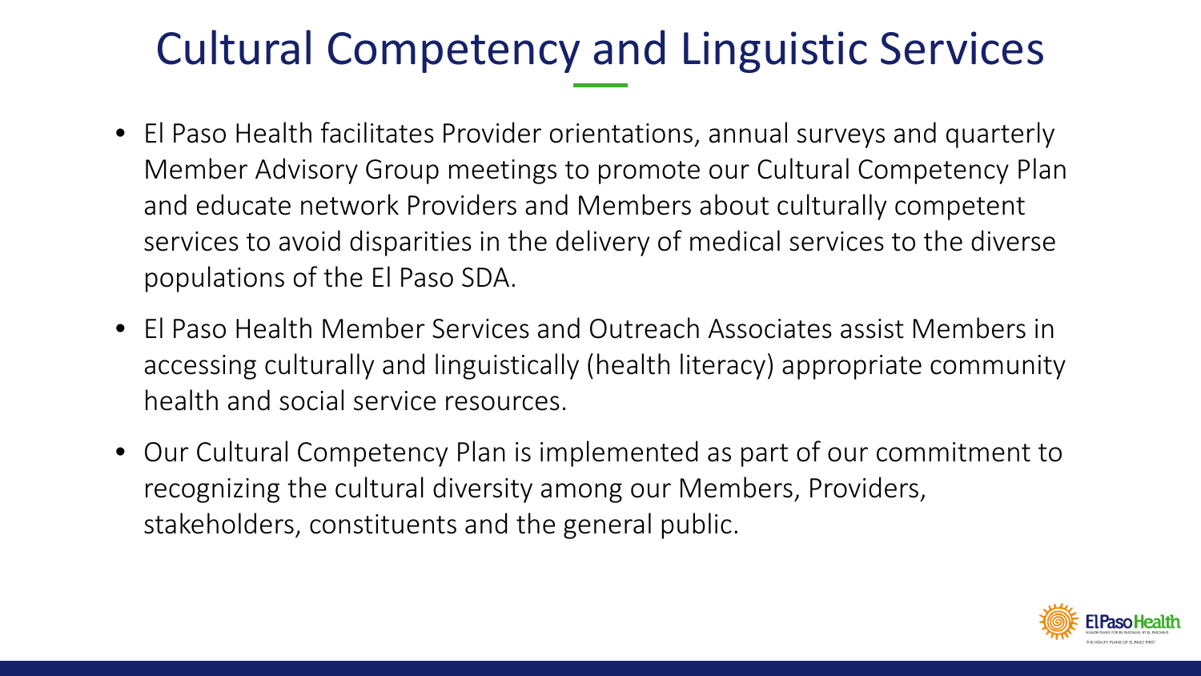# Cultural Competency and Linguistic Services

- El Paso Health facilitates Provider orientations, annual surveys and quarterly Member Advisory Group meetings to promote our Cultural Competency Plan and educate network Providers and Members about culturally competent services to avoid disparities in the delivery of medical services to the diverse populations of the El Paso SDA.
- El Paso Health Member Services and Outreach Associates assist Members in accessing culturally and linguistically (health literacy) appropriate community health and social service resources.
- Our Cultural Competency Plan is implemented as part of our commitment to recognizing the cultural diversity among our Members, Providers, stakeholders, constituents and the general public.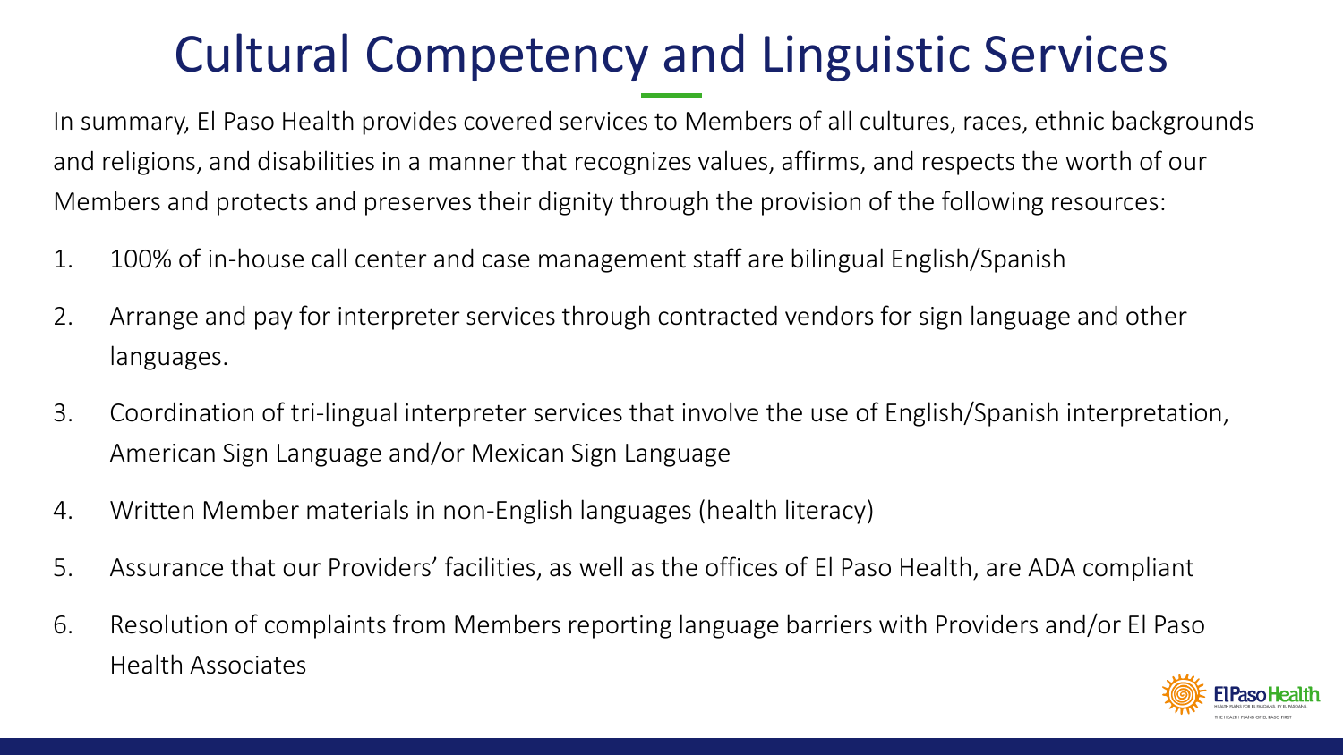# Cultural Competency and Linguistic Services

In summary, El Paso Health provides covered services to Members of all cultures, races, ethnic backgrounds and religions, and disabilities in a manner that recognizes values, affirms, and respects the worth of our Members and protects and preserves their dignity through the provision of the following resources:

1. 100% of in-house call center and case management staff are bilingual English/Spanish
2. Arrange and pay for interpreter services through contracted vendors for sign language and other languages.
3. Coordination of tri-lingual interpreter services that involve the use of English/Spanish interpretation, American Sign Language and/or Mexican Sign Language
4. Written Member materials in non-English languages (health literacy)
5. Assurance that our Providers' facilities, as well as the offices of El Paso Health, are ADA compliant
6. Resolution of complaints from Members reporting language barriers with Providers and/or El Paso Health Associates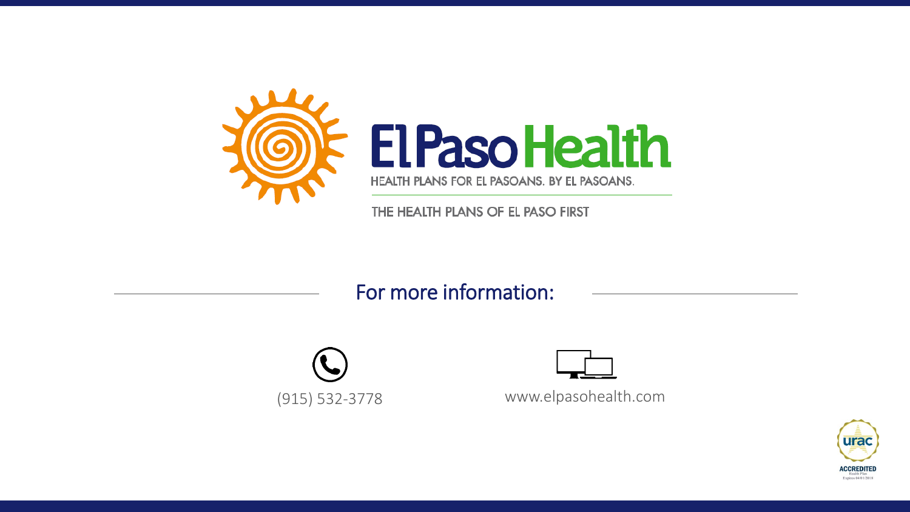El Paso Health

HEALTH PLANS FOR EL PASOANS. BY EL PASOANS.

THE HEALTH PLANS OF EL PASO FIRST

## For more information:

(915) 532-3778

www.elpasohealth.com

urac ACCREDITED Health Plan Expires 04/01/2018